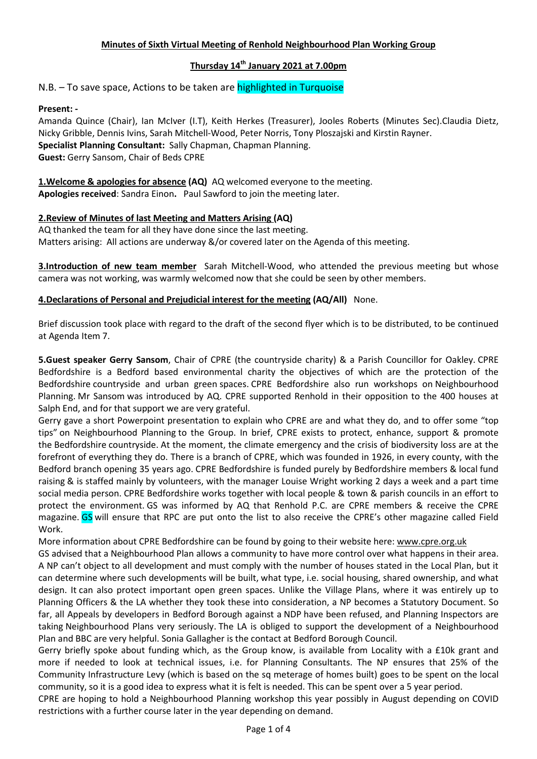## Minutes of Sixth Virtual Meeting of Renhold Neighbourhood Plan Working Group

### Thursday 14th January 2021 at 7.00pm

N.B. – To save space, Actions to be taken are highlighted in Turquoise

**Present: -**
Amanda Quince (Chair), Ian McIver (I.T), Keith Herkes (Treasurer), Jooles Roberts (Minutes Sec).Claudia Dietz, Nicky Gribble, Dennis Ivins, Sarah Mitchell-Wood, Peter Norris, Tony Ploszajski and Kirstin Rayner.
**Specialist Planning Consultant:** Sally Chapman, Chapman Planning.
**Guest:** Gerry Sansom, Chair of Beds CPRE

**1.Welcome & apologies for absence (AQ)** AQ welcomed everyone to the meeting.
**Apologies received**: Sandra Einon**.** Paul Sawford to join the meeting later.

**2.Review of Minutes of last Meeting and Matters Arising (AQ)**
AQ thanked the team for all they have done since the last meeting.
Matters arising: All actions are underway &/or covered later on the Agenda of this meeting.

**3.Introduction of new team member** Sarah Mitchell-Wood, who attended the previous meeting but whose camera was not working, was warmly welcomed now that she could be seen by other members.

**4.Declarations of Personal and Prejudicial interest for the meeting (AQ/All)** None.

Brief discussion took place with regard to the draft of the second flyer which is to be distributed, to be continued at Agenda Item 7.

**5.Guest speaker Gerry Sansom**, Chair of CPRE (the countryside charity) & a Parish Councillor for Oakley. CPRE Bedfordshire is a Bedford based environmental charity the objectives of which are the protection of the Bedfordshire countryside and urban green spaces. CPRE Bedfordshire also run workshops on Neighbourhood Planning. Mr Sansom was introduced by AQ. CPRE supported Renhold in their opposition to the 400 houses at Salph End, and for that support we are very grateful.

Gerry gave a short Powerpoint presentation to explain who CPRE are and what they do, and to offer some "top tips" on Neighbourhood Planning to the Group. In brief, CPRE exists to protect, enhance, support & promote the Bedfordshire countryside. At the moment, the climate emergency and the crisis of biodiversity loss are at the forefront of everything they do. There is a branch of CPRE, which was founded in 1926, in every county, with the Bedford branch opening 35 years ago. CPRE Bedfordshire is funded purely by Bedfordshire members & local fund raising & is staffed mainly by volunteers, with the manager Louise Wright working 2 days a week and a part time social media person. CPRE Bedfordshire works together with local people & town & parish councils in an effort to protect the environment. GS was informed by AQ that Renhold P.C. are CPRE members & receive the CPRE magazine. GS will ensure that RPC are put onto the list to also receive the CPRE's other magazine called Field Work.

More information about CPRE Bedfordshire can be found by going to their website here: www.cpre.org.uk

GS advised that a Neighbourhood Plan allows a community to have more control over what happens in their area. A NP can't object to all development and must comply with the number of houses stated in the Local Plan, but it can determine where such developments will be built, what type, i.e. social housing, shared ownership, and what design. It can also protect important open green spaces. Unlike the Village Plans, where it was entirely up to Planning Officers & the LA whether they took these into consideration, a NP becomes a Statutory Document. So far, all Appeals by developers in Bedford Borough against a NDP have been refused, and Planning Inspectors are taking Neighbourhood Plans very seriously. The LA is obliged to support the development of a Neighbourhood Plan and BBC are very helpful. Sonia Gallagher is the contact at Bedford Borough Council.

Gerry briefly spoke about funding which, as the Group know, is available from Locality with a £10k grant and more if needed to look at technical issues, i.e. for Planning Consultants. The NP ensures that 25% of the Community Infrastructure Levy (which is based on the sq meterage of homes built) goes to be spent on the local community, so it is a good idea to express what it is felt is needed. This can be spent over a 5 year period.

CPRE are hoping to hold a Neighbourhood Planning workshop this year possibly in August depending on COVID restrictions with a further course later in the year depending on demand.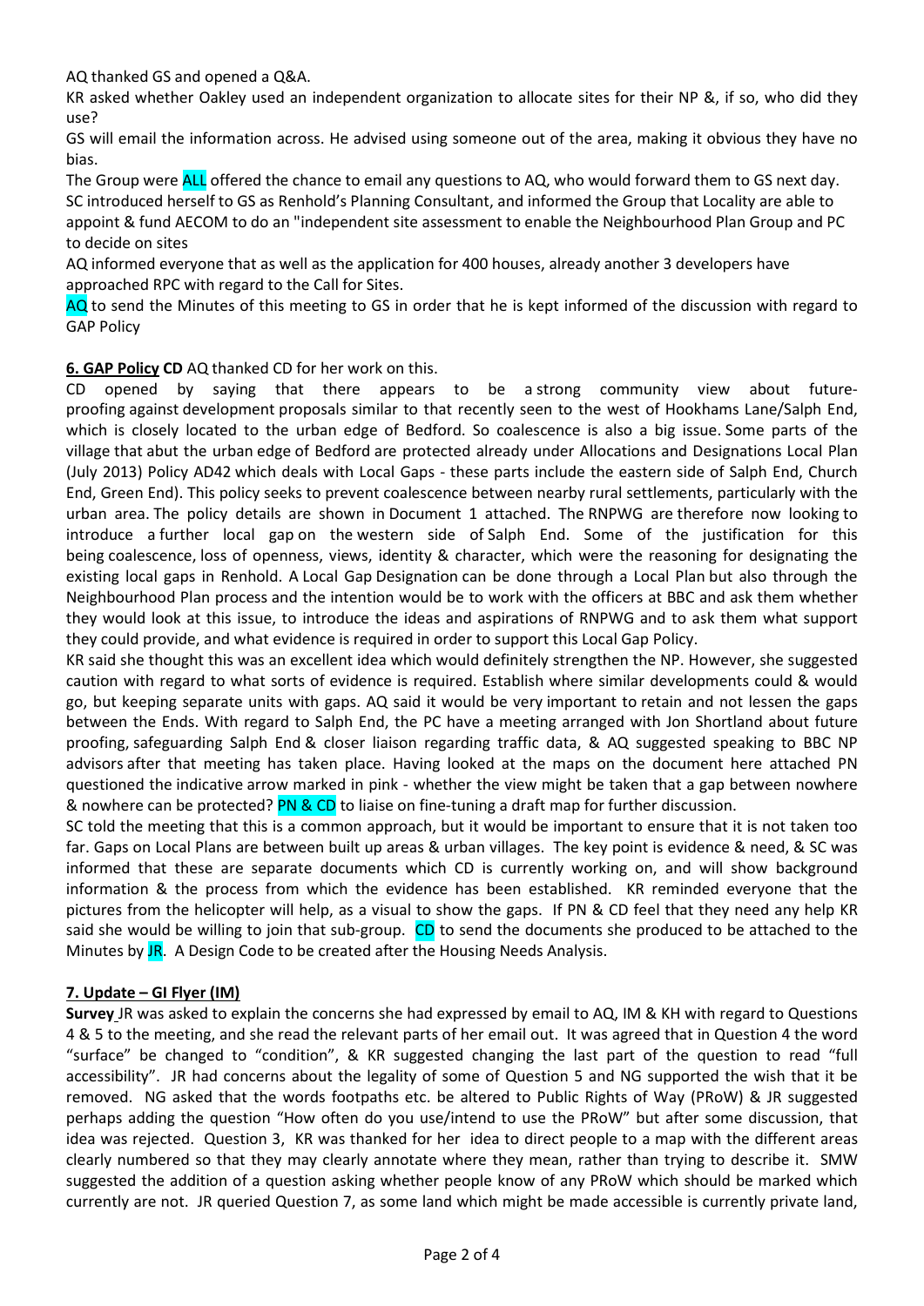AQ thanked GS and opened a Q&A.

KR asked whether Oakley used an independent organization to allocate sites for their NP &, if so, who did they use?

GS will email the information across. He advised using someone out of the area, making it obvious they have no bias.

The Group were ALL offered the chance to email any questions to AQ, who would forward them to GS next day.

SC introduced herself to GS as Renhold's Planning Consultant, and informed the Group that Locality are able to appoint & fund AECOM to do an "independent site assessment to enable the Neighbourhood Plan Group and PC to decide on sites

AQ informed everyone that as well as the application for 400 houses, already another 3 developers have approached RPC with regard to the Call for Sites.

AQ to send the Minutes of this meeting to GS in order that he is kept informed of the discussion with regard to GAP Policy

**6. GAP Policy CD** AQ thanked CD for her work on this.

CD opened by saying that there appears to be a strong community view about future-proofing against development proposals similar to that recently seen to the west of Hookhams Lane/Salph End, which is closely located to the urban edge of Bedford. So coalescence is also a big issue. Some parts of the village that abut the urban edge of Bedford are protected already under Allocations and Designations Local Plan (July 2013) Policy AD42 which deals with Local Gaps - these parts include the eastern side of Salph End, Church End, Green End). This policy seeks to prevent coalescence between nearby rural settlements, particularly with the urban area. The policy details are shown in Document 1 attached. The RNPWG are therefore now looking to introduce a further local gap on the western side of Salph End. Some of the justification for this being coalescence, loss of openness, views, identity & character, which were the reasoning for designating the existing local gaps in Renhold. A Local Gap Designation can be done through a Local Plan but also through the Neighbourhood Plan process and the intention would be to work with the officers at BBC and ask them whether they would look at this issue, to introduce the ideas and aspirations of RNPWG and to ask them what support they could provide, and what evidence is required in order to support this Local Gap Policy.

KR said she thought this was an excellent idea which would definitely strengthen the NP. However, she suggested caution with regard to what sorts of evidence is required. Establish where similar developments could & would go, but keeping separate units with gaps. AQ said it would be very important to retain and not lessen the gaps between the Ends. With regard to Salph End, the PC have a meeting arranged with Jon Shortland about future proofing, safeguarding Salph End & closer liaison regarding traffic data, & AQ suggested speaking to BBC NP advisors after that meeting has taken place. Having looked at the maps on the document here attached PN questioned the indicative arrow marked in pink - whether the view might be taken that a gap between nowhere & nowhere can be protected? PN & CD to liaise on fine-tuning a draft map for further discussion.

SC told the meeting that this is a common approach, but it would be important to ensure that it is not taken too far. Gaps on Local Plans are between built up areas & urban villages. The key point is evidence & need, & SC was informed that these are separate documents which CD is currently working on, and will show background information & the process from which the evidence has been established. KR reminded everyone that the pictures from the helicopter will help, as a visual to show the gaps. If PN & CD feel that they need any help KR said she would be willing to join that sub-group. CD to send the documents she produced to be attached to the Minutes by JR. A Design Code to be created after the Housing Needs Analysis.

**7. Update – GI Flyer (IM)**

**Survey** JR was asked to explain the concerns she had expressed by email to AQ, IM & KH with regard to Questions 4 & 5 to the meeting, and she read the relevant parts of her email out. It was agreed that in Question 4 the word "surface" be changed to "condition", & KR suggested changing the last part of the question to read "full accessibility". JR had concerns about the legality of some of Question 5 and NG supported the wish that it be removed. NG asked that the words footpaths etc. be altered to Public Rights of Way (PRoW) & JR suggested perhaps adding the question "How often do you use/intend to use the PRoW" but after some discussion, that idea was rejected. Question 3, KR was thanked for her idea to direct people to a map with the different areas clearly numbered so that they may clearly annotate where they mean, rather than trying to describe it. SMW suggested the addition of a question asking whether people know of any PRoW which should be marked which currently are not. JR queried Question 7, as some land which might be made accessible is currently private land,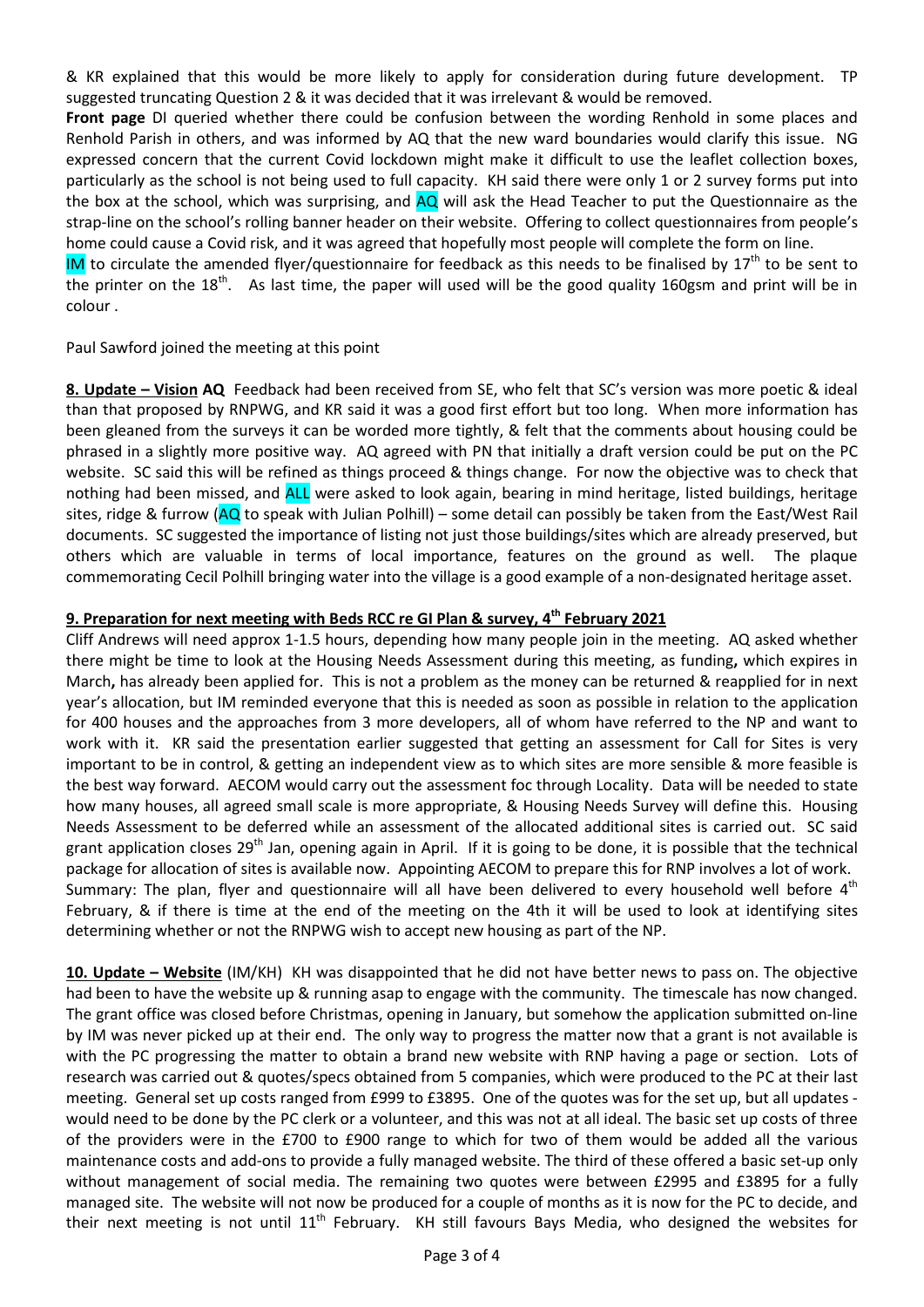& KR explained that this would be more likely to apply for consideration during future development. TP suggested truncating Question 2 & it was decided that it was irrelevant & would be removed.

**Front page** DI queried whether there could be confusion between the wording Renhold in some places and Renhold Parish in others, and was informed by AQ that the new ward boundaries would clarify this issue. NG expressed concern that the current Covid lockdown might make it difficult to use the leaflet collection boxes, particularly as the school is not being used to full capacity. KH said there were only 1 or 2 survey forms put into the box at the school, which was surprising, and AQ will ask the Head Teacher to put the Questionnaire as the strap-line on the school's rolling banner header on their website. Offering to collect questionnaires from people's home could cause a Covid risk, and it was agreed that hopefully most people will complete the form on line.

IM to circulate the amended flyer/questionnaire for feedback as this needs to be finalised by 17th to be sent to the printer on the 18th. As last time, the paper will used will be the good quality 160gsm and print will be in colour .

Paul Sawford joined the meeting at this point

**8. Update – Vision AQ** Feedback had been received from SE, who felt that SC's version was more poetic & ideal than that proposed by RNPWG, and KR said it was a good first effort but too long. When more information has been gleaned from the surveys it can be worded more tightly, & felt that the comments about housing could be phrased in a slightly more positive way. AQ agreed with PN that initially a draft version could be put on the PC website. SC said this will be refined as things proceed & things change. For now the objective was to check that nothing had been missed, and ALL were asked to look again, bearing in mind heritage, listed buildings, heritage sites, ridge & furrow (AQ to speak with Julian Polhill) – some detail can possibly be taken from the East/West Rail documents. SC suggested the importance of listing not just those buildings/sites which are already preserved, but others which are valuable in terms of local importance, features on the ground as well. The plaque commemorating Cecil Polhill bringing water into the village is a good example of a non-designated heritage asset.

**9. Preparation for next meeting with Beds RCC re GI Plan & survey, 4th February 2021**

Cliff Andrews will need approx 1-1.5 hours, depending how many people join in the meeting. AQ asked whether there might be time to look at the Housing Needs Assessment during this meeting, as funding**,** which expires in March**,** has already been applied for. This is not a problem as the money can be returned & reapplied for in next year's allocation, but IM reminded everyone that this is needed as soon as possible in relation to the application for 400 houses and the approaches from 3 more developers, all of whom have referred to the NP and want to work with it. KR said the presentation earlier suggested that getting an assessment for Call for Sites is very important to be in control, & getting an independent view as to which sites are more sensible & more feasible is the best way forward. AECOM would carry out the assessment foc through Locality. Data will be needed to state how many houses, all agreed small scale is more appropriate, & Housing Needs Survey will define this. Housing Needs Assessment to be deferred while an assessment of the allocated additional sites is carried out. SC said grant application closes 29th Jan, opening again in April. If it is going to be done, it is possible that the technical package for allocation of sites is available now. Appointing AECOM to prepare this for RNP involves a lot of work. Summary: The plan, flyer and questionnaire will all have been delivered to every household well before 4th February, & if there is time at the end of the meeting on the 4th it will be used to look at identifying sites determining whether or not the RNPWG wish to accept new housing as part of the NP.

**10. Update – Website** (IM/KH) KH was disappointed that he did not have better news to pass on. The objective had been to have the website up & running asap to engage with the community. The timescale has now changed. The grant office was closed before Christmas, opening in January, but somehow the application submitted on-line by IM was never picked up at their end. The only way to progress the matter now that a grant is not available is with the PC progressing the matter to obtain a brand new website with RNP having a page or section. Lots of research was carried out & quotes/specs obtained from 5 companies, which were produced to the PC at their last meeting. General set up costs ranged from £999 to £3895. One of the quotes was for the set up, but all updates - would need to be done by the PC clerk or a volunteer, and this was not at all ideal. The basic set up costs of three of the providers were in the £700 to £900 range to which for two of them would be added all the various maintenance costs and add-ons to provide a fully managed website. The third of these offered a basic set-up only without management of social media. The remaining two quotes were between £2995 and £3895 for a fully managed site. The website will not now be produced for a couple of months as it is now for the PC to decide, and their next meeting is not until 11th February. KH still favours Bays Media, who designed the websites for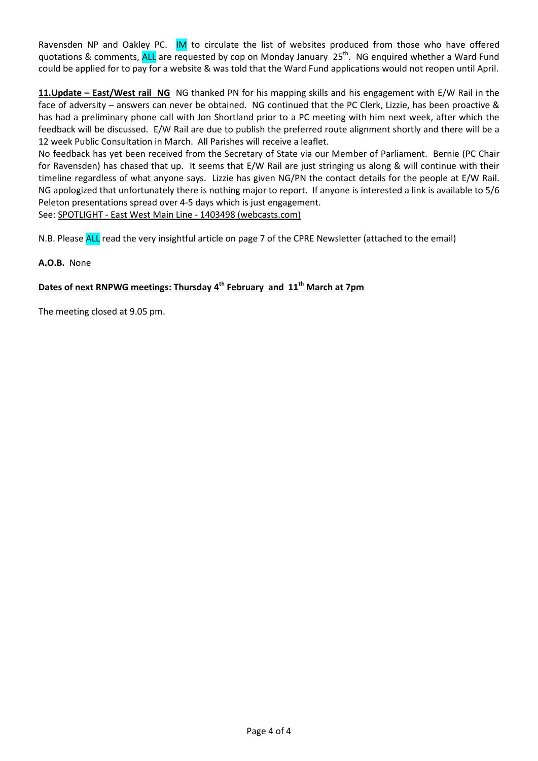Ravensden NP and Oakley PC. IM to circulate the list of websites produced from those who have offered quotations & comments, ALL are requested by cop on Monday January 25th. NG enquired whether a Ward Fund could be applied for to pay for a website & was told that the Ward Fund applications would not reopen until April.

**11.Update – East/West rail NG** NG thanked PN for his mapping skills and his engagement with E/W Rail in the face of adversity – answers can never be obtained. NG continued that the PC Clerk, Lizzie, has been proactive & has had a preliminary phone call with Jon Shortland prior to a PC meeting with him next week, after which the feedback will be discussed. E/W Rail are due to publish the preferred route alignment shortly and there will be a 12 week Public Consultation in March. All Parishes will receive a leaflet.

No feedback has yet been received from the Secretary of State via our Member of Parliament. Bernie (PC Chair for Ravensden) has chased that up. It seems that E/W Rail are just stringing us along & will continue with their timeline regardless of what anyone says. Lizzie has given NG/PN the contact details for the people at E/W Rail. NG apologized that unfortunately there is nothing major to report. If anyone is interested a link is available to 5/6 Peleton presentations spread over 4-5 days which is just engagement.

See: SPOTLIGHT - East West Main Line - 1403498 (webcasts.com)

N.B. Please ALL read the very insightful article on page 7 of the CPRE Newsletter (attached to the email)

**A.O.B.** None

**Dates of next RNPWG meetings: Thursday 4th February and 11th March at 7pm**

The meeting closed at 9.05 pm.